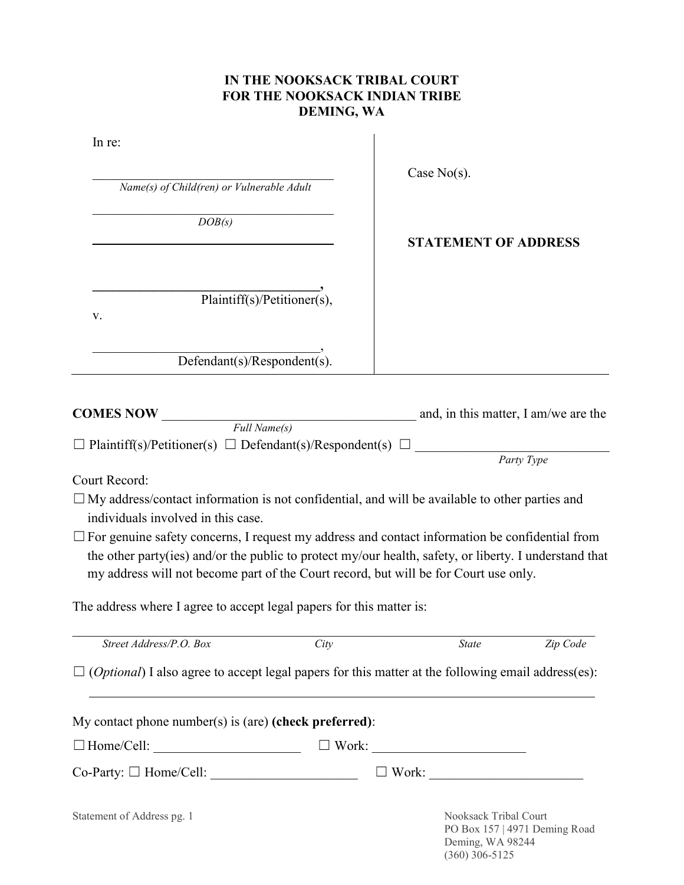# IN THE NOOKSACK TRIBAL COURT
# FOR THE NOOKSACK INDIAN TRIBE
# DEMING, WA

| In re: | |
|---|---|
| ___________________________________ *Name(s) of Child(ren) or Vulnerable Adult* | Case No(s). |
| ___________________________________ *DOB(s)* | |
| ___________________________________ | **STATEMENT OF ADDRESS** |
| ___________________________________, Plaintiff(s)/Petitioner(s), | |
| v. | |
| ___________________________________, Defendant(s)/Respondent(s). | |

**COMES NOW** ___________________________________ and, in this matter, I am/we are the
*Full Name(s)*

☐ Plaintiff(s)/Petitioner(s) ☐ Defendant(s)/Respondent(s) ☐ ___________________________
*Party Type*

Court Record:

☐ My address/contact information is not confidential, and will be available to other parties and individuals involved in this case.

☐ For genuine safety concerns, I request my address and contact information be confidential from the other party(ies) and/or the public to protect my/our health, safety, or liberty. I understand that my address will not become part of the Court record, but will be for Court use only.

The address where I agree to accept legal papers for this matter is:

_____________________________________________________________________________
*Street Address/P.O. Box* *City* *State* *Zip Code*

☐ (*Optional*) I also agree to accept legal papers for this matter at the following email address(es):

_____________________________________________________________________________

My contact phone number(s) is (are) **(check preferred)**:

☐ Home/Cell: ______________________ ☐ Work: ______________________

Co-Party: ☐ Home/Cell: ______________________ ☐ Work: ______________________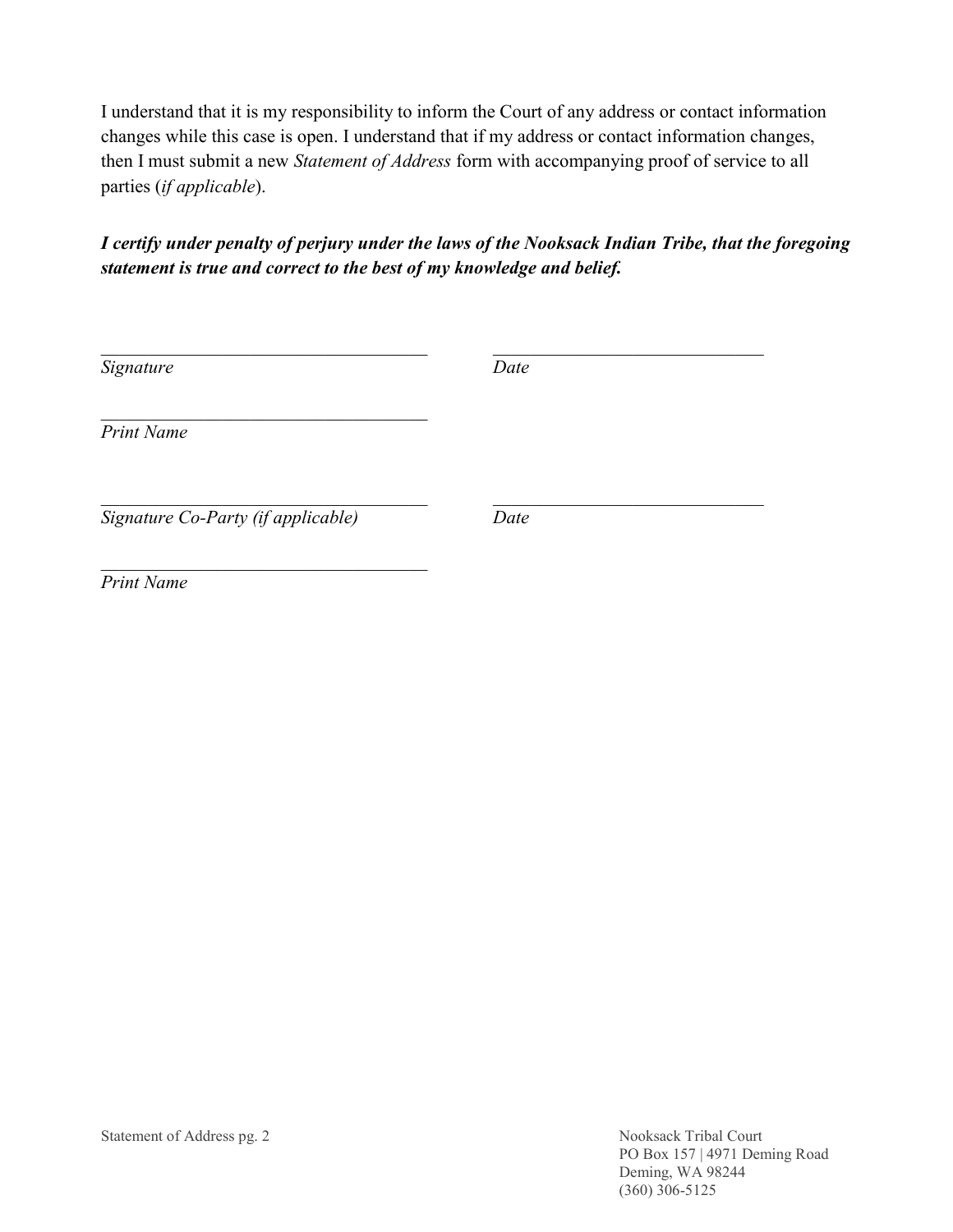I understand that it is my responsibility to inform the Court of any address or contact information changes while this case is open. I understand that if my address or contact information changes, then I must submit a new *Statement of Address* form with accompanying proof of service to all parties (*if applicable*).

***I certify under penalty of perjury under the laws of the Nooksack Indian Tribe, that the foregoing statement is true and correct to the best of my knowledge and belief.***

| | |
|---|---|
| ___________________________________ | ______________________________ |
| *Signature* | *Date* |
| ___________________________________ | |
| *Print Name* | |
| ___________________________________ | ______________________________ |
| *Signature Co-Party (if applicable)* | *Date* |
| ___________________________________ | |
| *Print Name* | |

Statement of Address pg. 2

Nooksack Tribal Court
PO Box 157 | 4971 Deming Road
Deming, WA 98244
(360) 306-5125